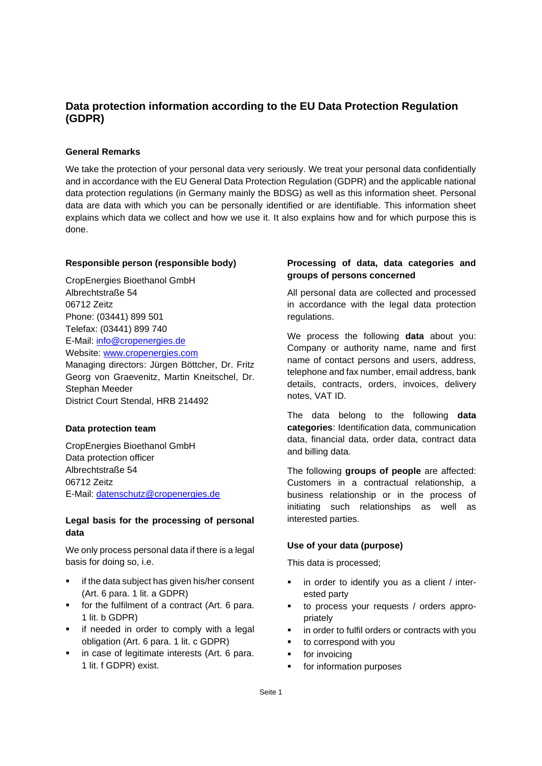# Data protection information according to the EU Data Protection Regulation (GDPR)

## General Remarks

We take the protection of your personal data very seriously. We treat your personal data confidentially and in accordance with the EU General Data Protection Regulation (GDPR) and the applicable national data protection regulations (in Germany mainly the BDSG) as well as this information sheet. Personal data are data with which you can be personally identified or are identifiable. This information sheet explains which data we collect and how we use it. It also explains how and for which purpose this is done.

## Responsible person (responsible body)

CropEnergies Bioethanol GmbH
Albrechtstraße 54
06712 Zeitz
Phone: (03441) 899 501
Telefax: (03441) 899 740
E-Mail: info@cropenergies.de
Website: www.cropenergies.com
Managing directors: Jürgen Böttcher, Dr. Fritz Georg von Graevenitz, Martin Kneitschel, Dr. Stephan Meeder
District Court Stendal, HRB 214492

## Data protection team

CropEnergies Bioethanol GmbH
Data protection officer
Albrechtstraße 54
06712 Zeitz
E-Mail: datenschutz@cropenergies.de

## Legal basis for the processing of personal data

We only process personal data if there is a legal basis for doing so, i.e.

- if the data subject has given his/her consent (Art. 6 para. 1 lit. a GDPR)
- for the fulfilment of a contract (Art. 6 para. 1 lit. b GDPR)
- if needed in order to comply with a legal obligation (Art. 6 para. 1 lit. c GDPR)
- in case of legitimate interests (Art. 6 para. 1 lit. f GDPR) exist.

## Processing of data, data categories and groups of persons concerned

All personal data are collected and processed in accordance with the legal data protection regulations.

We process the following **data** about you: Company or authority name, name and first name of contact persons and users, address, telephone and fax number, email address, bank details, contracts, orders, invoices, delivery notes, VAT ID.

The data belong to the following **data categories**: Identification data, communication data, financial data, order data, contract data and billing data.

The following **groups of people** are affected: Customers in a contractual relationship, a business relationship or in the process of initiating such relationships as well as interested parties.

## Use of your data (purpose)

This data is processed;

- in order to identify you as a client / interested party
- to process your requests / orders appropriately
- in order to fulfil orders or contracts with you
- to correspond with you
- for invoicing
- for information purposes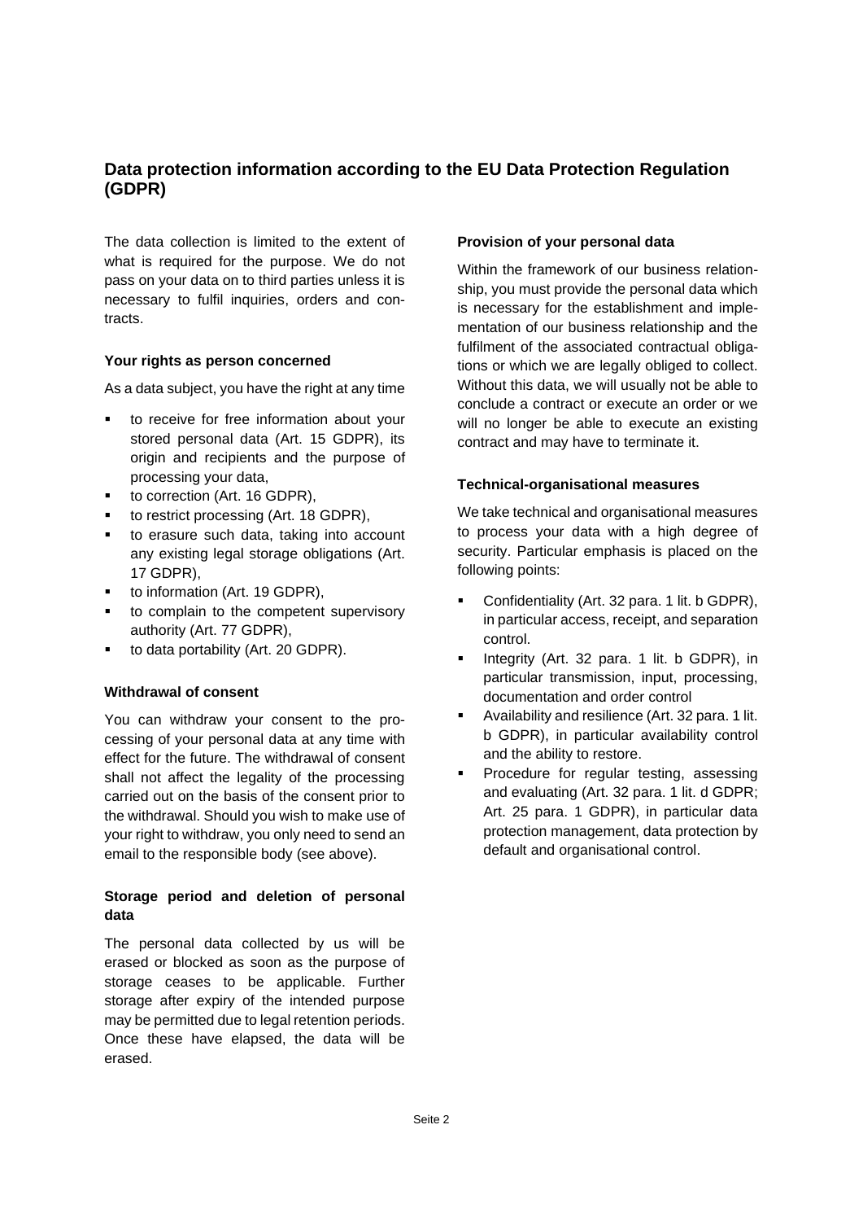## Data protection information according to the EU Data Protection Regulation (GDPR)

The data collection is limited to the extent of what is required for the purpose. We do not pass on your data on to third parties unless it is necessary to fulfil inquiries, orders and contracts.

### Your rights as person concerned

As a data subject, you have the right at any time

- to receive for free information about your stored personal data (Art. 15 GDPR), its origin and recipients and the purpose of processing your data,
- to correction (Art. 16 GDPR),
- to restrict processing (Art. 18 GDPR),
- to erasure such data, taking into account any existing legal storage obligations (Art. 17 GDPR),
- to information (Art. 19 GDPR),
- to complain to the competent supervisory authority (Art. 77 GDPR),
- to data portability (Art. 20 GDPR).

### Withdrawal of consent

You can withdraw your consent to the processing of your personal data at any time with effect for the future. The withdrawal of consent shall not affect the legality of the processing carried out on the basis of the consent prior to the withdrawal. Should you wish to make use of your right to withdraw, you only need to send an email to the responsible body (see above).

### Storage period and deletion of personal data

The personal data collected by us will be erased or blocked as soon as the purpose of storage ceases to be applicable. Further storage after expiry of the intended purpose may be permitted due to legal retention periods. Once these have elapsed, the data will be erased.

### Provision of your personal data

Within the framework of our business relationship, you must provide the personal data which is necessary for the establishment and implementation of our business relationship and the fulfilment of the associated contractual obligations or which we are legally obliged to collect. Without this data, we will usually not be able to conclude a contract or execute an order or we will no longer be able to execute an existing contract and may have to terminate it.

### Technical-organisational measures

We take technical and organisational measures to process your data with a high degree of security. Particular emphasis is placed on the following points:

- Confidentiality (Art. 32 para. 1 lit. b GDPR), in particular access, receipt, and separation control.
- Integrity (Art. 32 para. 1 lit. b GDPR), in particular transmission, input, processing, documentation and order control
- Availability and resilience (Art. 32 para. 1 lit. b GDPR), in particular availability control and the ability to restore.
- Procedure for regular testing, assessing and evaluating (Art. 32 para. 1 lit. d GDPR; Art. 25 para. 1 GDPR), in particular data protection management, data protection by default and organisational control.